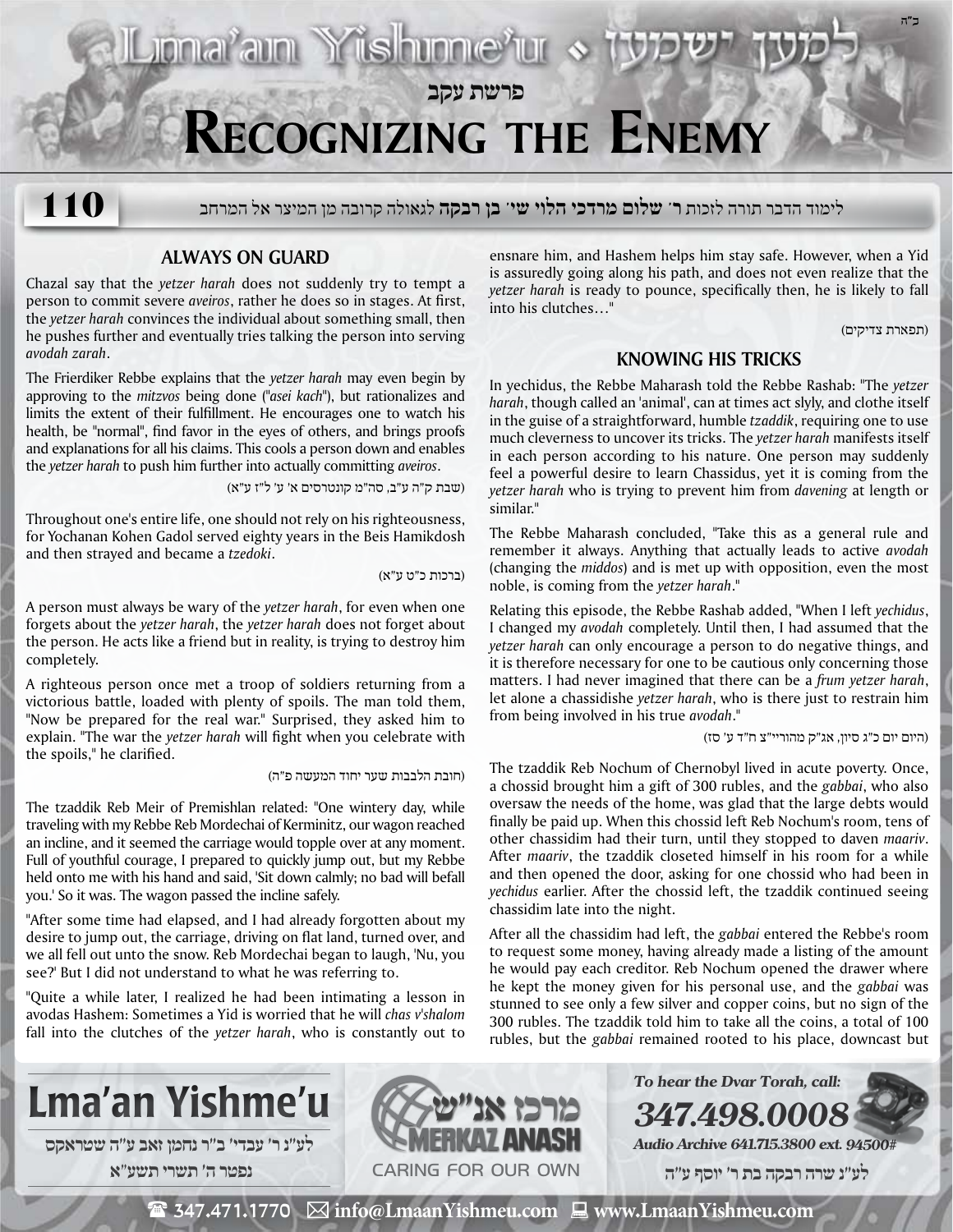# פרשת עקב

# Recognizing the Enemy

**110**

לימוד הדבר תורה לזכות ר' **שלום מרדכי הלוי שי' בן רבקה** לגאולה קרובה מן המיצר אל המרחב

## ALWAYS ON GUARD

Chazal say that the *yetzer harah* does not suddenly try to tempt a person to commit severe *aveiros*, rather he does so in stages. At first, the *yetzer harah* convinces the individual about something small, then he pushes further and eventually tries talking the person into serving *avodah zarah*.

The Frierdiker Rebbe explains that the *yetzer harah* may even begin by approving to the *mitzvos* being done ("*asei kach*"), but rationalizes and limits the extent of their fulfillment. He encourages one to watch his health, be "normal", find favor in the eyes of others, and brings proofs and explanations for all his claims. This cools a person down and enables the *yetzer harah* to push him further into actually committing *aveiros*.

(שבת ק"ה ע"ב, סה"מ קונטרסים א' ע' ל"ז ע"א)

Throughout one's entire life, one should not rely on his righteousness, for Yochanan Kohen Gadol served eighty years in the Beis Hamikdosh and then strayed and became a *tzedoki*.

(ברכות כ"ט ע"א)

A person must always be wary of the *yetzer harah*, for even when one forgets about the *yetzer harah*, the *yetzer harah* does not forget about the person. He acts like a friend but in reality, is trying to destroy him completely.

A righteous person once met a troop of soldiers returning from a victorious battle, loaded with plenty of spoils. The man told them, "Now be prepared for the real war." Surprised, they asked him to explain. "The war the *yetzer harah* will fight when you celebrate with the spoils," he clarified.

(חובת הלבבות שער יחוד המעשה פ"ה)

The tzaddik Reb Meir of Premishlan related: "One wintery day, while traveling with my Rebbe Reb Mordechai of Kerminitz, our wagon reached an incline, and it seemed the carriage would topple over at any moment. Full of youthful courage, I prepared to quickly jump out, but my Rebbe held onto me with his hand and said, 'Sit down calmly; no bad will befall you.' So it was. The wagon passed the incline safely.

"After some time had elapsed, and I had already forgotten about my desire to jump out, the carriage, driving on flat land, turned over, and we all fell out unto the snow. Reb Mordechai began to laugh, 'Nu, you see?' But I did not understand to what he was referring to.

"Quite a while later, I realized he had been intimating a lesson in avodas Hashem: Sometimes a Yid is worried that he will *chas v'shalom* fall into the clutches of the *yetzer harah*, who is constantly out to ensnare him, and Hashem helps him stay safe. However, when a Yid is assuredly going along his path, and does not even realize that the *yetzer harah* is ready to pounce, specifically then, he is likely to fall into his clutches…"

(תפארת צדיקים)

## KNOWING HIS TRICKS

In yechidus, the Rebbe Maharash told the Rebbe Rashab: "The *yetzer harah*, though called an 'animal', can at times act slyly, and clothe itself in the guise of a straightforward, humble *tzaddik*, requiring one to use much cleverness to uncover its tricks. The *yetzer harah* manifests itself in each person according to his nature. One person may suddenly feel a powerful desire to learn Chassidus, yet it is coming from the *yetzer harah* who is trying to prevent him from *davening* at length or similar."

The Rebbe Maharash concluded, "Take this as a general rule and remember it always. Anything that actually leads to active *avodah* (changing the *middos*) and is met up with opposition, even the most noble, is coming from the *yetzer harah*."

Relating this episode, the Rebbe Rashab added, "When I left *yechidus*, I changed my *avodah* completely. Until then, I had assumed that the *yetzer harah* can only encourage a person to do negative things, and it is therefore necessary for one to be cautious only concerning those matters. I had never imagined that there can be a *frum yetzer harah*, let alone a chassidishe *yetzer harah*, who is there just to restrain him from being involved in his true *avodah*."

(היום יום כ"ג סיון, אג"ק מהוריי"צ ח"ד ע' סז)

The tzaddik Reb Nochum of Chernobyl lived in acute poverty. Once, a chossid brought him a gift of 300 rubles, and the *gabbai*, who also oversaw the needs of the home, was glad that the large debts would finally be paid up. When this chossid left Reb Nochum's room, tens of other chassidim had their turn, until they stopped to daven *maariv*. After *maariv*, the tzaddik closeted himself in his room for a while and then opened the door, asking for one chossid who had been in *yechidus* earlier. After the chossid left, the tzaddik continued seeing chassidim late into the night.

After all the chassidim had left, the *gabbai* entered the Rebbe's room to request some money, having already made a listing of the amount he would pay each creditor. Reb Nochum opened the drawer where he kept the money given for his personal use, and the *gabbai* was stunned to see only a few silver and copper coins, but no sign of the 300 rubles. The tzaddik told him to take all the coins, a total of 100 rubles, but the *gabbai* remained rooted to his place, downcast but

**Lma'an Yishme'u**

לע"נ ר' עבדי' ב"ר נחמן זאב ע"ה שטראקס
נפטר ה' תשרי תשע"א

מרכז אנ"ש MERKAZ ANASH CARING FOR OUR OWN

*To hear the Dvar Torah, call:* **347.498.0008**
*Audio Archive 641.715.3800 ext. 94500#*

לע"נ שרה רבקה בת ר' יוסף ע"ה

347.471.1770 | info@LmaanYishmeu.com | www.LmaanYishmeu.com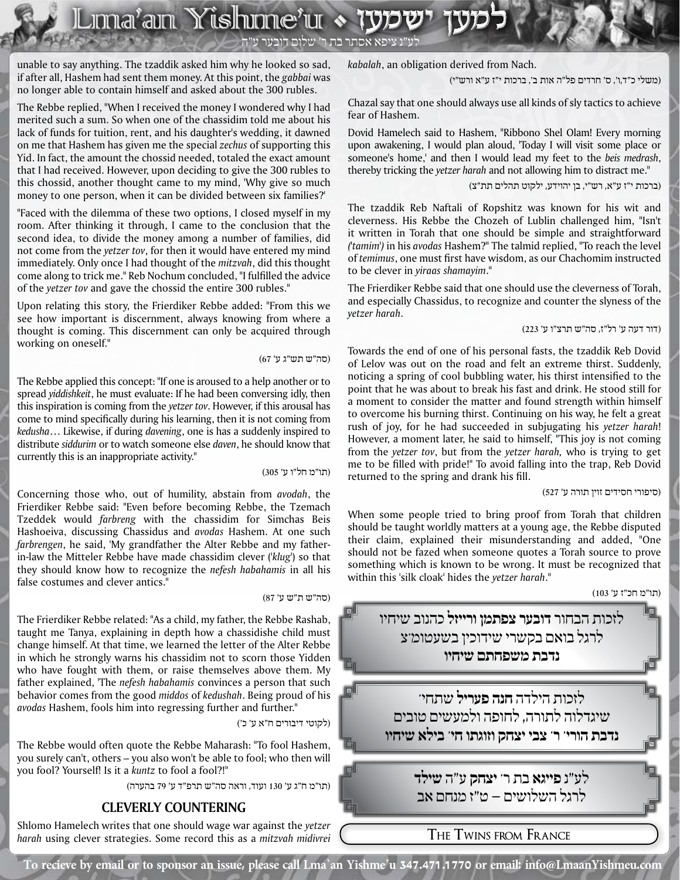unable to say anything. The tzaddik asked him why he looked so sad, if after all, Hashem had sent them money. At this point, the *gabbai* was no longer able to contain himself and asked about the 300 rubles.

The Rebbe replied, "When I received the money I wondered why I had merited such a sum. So when one of the chassidim told me about his lack of funds for tuition, rent, and his daughter's wedding, it dawned on me that Hashem has given me the special *zechus* of supporting this Yid. In fact, the amount the chossid needed, totaled the exact amount that I had received. However, upon deciding to give the 300 rubles to this chossid, another thought came to my mind, 'Why give so much money to one person, when it can be divided between six families?'

"Faced with the dilemma of these two options, I closed myself in my room. After thinking it through, I came to the conclusion that the second idea, to divide the money among a number of families, did not come from the *yetzer tov*, for then it would have entered my mind immediately. Only once I had thought of the *mitzvah*, did this thought come along to trick me." Reb Nochum concluded, "I fulfilled the advice of the *yetzer tov* and gave the chossid the entire 300 rubles."

Upon relating this story, the Frierdiker Rebbe added: "From this we see how important is discernment, always knowing from where a thought is coming. This discernment can only be acquired through working on oneself."

(סה"ש תש"ג ע' 67)

The Rebbe applied this concept: "If one is aroused to a help another or to spread *yiddishkeit*, he must evaluate: If he had been conversing idly, then this inspiration is coming from the *yetzer tov*. However, if this arousal has come to mind specifically during his learning, then it is not coming from *kedusha*… Likewise, if during *davening*, one is has a suddenly inspired to distribute *siddurim* or to watch someone else *daven*, he should know that currently this is an inappropriate activity."

(תו"מ חל"ו ע' 305)

Concerning those who, out of humility, abstain from *avodah*, the Frierdiker Rebbe said: "Even before becoming Rebbe, the Tzemach Tzeddek would *farbreng* with the chassidim for Simchas Beis Hashoeiva, discussing Chassidus and *avodas* Hashem. At one such *farbrengen*, he said, 'My grandfather the Alter Rebbe and my father-in-law the Mitteler Rebbe have made chassidim clever ('*klug*') so that they should know how to recognize the *nefesh habahamis* in all his false costumes and clever antics."

(סה"ש ת"ש ע' 87)

The Frierdiker Rebbe related: "As a child, my father, the Rebbe Rashab, taught me Tanya, explaining in depth how a chassidishe child must change himself. At that time, we learned the letter of the Alter Rebbe in which he strongly warns his chassidim not to scorn those Yidden who have fought with them, or raise themselves above them. My father explained, 'The *nefesh habahamis* convinces a person that such behavior comes from the good *middos* of *kedushah*. Being proud of his *avodas* Hashem, fools him into regressing further and further."

(לקוטי דיבורים ח"א ע' כ')

The Rebbe would often quote the Rebbe Maharash: "To fool Hashem, you surely can't, others – you also won't be able to fool; who then will you fool? Yourself! Is it a *kuntz* to fool a fool?!"

(תו"מ ח"ג ע' 130 ועוד, וראה סה"ש תרפ"ד ע' 79 בהערה)

## CLEVERLY COUNTERING

Shlomo Hamelech writes that one should wage war against the *yetzer harah* using clever strategies. Some record this as a *mitzvah midivrei kabalah*, an obligation derived from Nach.

(משלי כ"ד,ו', ס' חרדים פל"ה אות ב', ברכות י"ז ע"א ורש"י)

Chazal say that one should always use all kinds of sly tactics to achieve fear of Hashem.

Dovid Hamelech said to Hashem, "Ribbono Shel Olam! Every morning upon awakening, I would plan aloud, 'Today I will visit some place or someone's home,' and then I would lead my feet to the *beis medrash*, thereby tricking the *yetzer harah* and not allowing him to distract me."

(ברכות י"ז ע"א, רש"י, בן יהוידע, ילקוט תהלים תת"צ)

The tzaddik Reb Naftali of Ropshitz was known for his wit and cleverness. His Rebbe the Chozeh of Lublin challenged him, "Isn't it written in Torah that one should be simple and straightforward (*'tamim'*) in his *avodas* Hashem?" The talmid replied, "To reach the level of *temimus*, one must first have wisdom, as our Chachomim instructed to be clever in *yiraas shamayim*."

The Frierdiker Rebbe said that one should use the cleverness of Torah, and especially Chassidus, to recognize and counter the slyness of the *yetzer harah*.

(דור דעה ע' רל"ז, סה"ש תרצ"ו ע' 223)

Towards the end of one of his personal fasts, the tzaddik Reb Dovid of Lelov was out on the road and felt an extreme thirst. Suddenly, noticing a spring of cool bubbling water, his thirst intensified to the point that he was about to break his fast and drink. He stood still for a moment to consider the matter and found strength within himself to overcome his burning thirst. Continuing on his way, he felt a great rush of joy, for he had succeeded in subjugating his *yetzer harah*! However, a moment later, he said to himself, "This joy is not coming from the *yetzer tov*, but from the *yetzer harah,* who is trying to get me to be filled with pride!" To avoid falling into the trap, Reb Dovid returned to the spring and drank his fill.

(סיפורי חסידים זוין תורה ע' 527)

When some people tried to bring proof from Torah that children should be taught worldly matters at a young age, the Rebbe disputed their claim, explained their misunderstanding and added, "One should not be fazed when someone quotes a Torah source to prove something which is known to be wrong. It must be recognized that within this 'silk cloak' hides the *yetzer harah*."

(תו"מ חכ"ז ע' 103)

לזכות הבחור **דובער צפתמן** ורייזל כהנוב שיחיו
לרגל בואם בקשרי שידוכין בשעטומ"צ
**נדבת משפחתם שיחיו**

לזכות הילדה **חנה פעריל** שתחי'
שיגדלוה לתורה, לחופה ולמעשים טובים
**נדבת הורי' ר' צבי יצחק וזוגתו חי' בילא שיחיו**

לע"נ **פייגא** בת ר' **יצחק** ע"ה **שילד**
לרגל השלושים – ט"ז מנחם אב

THE TWINS FROM FRANCE